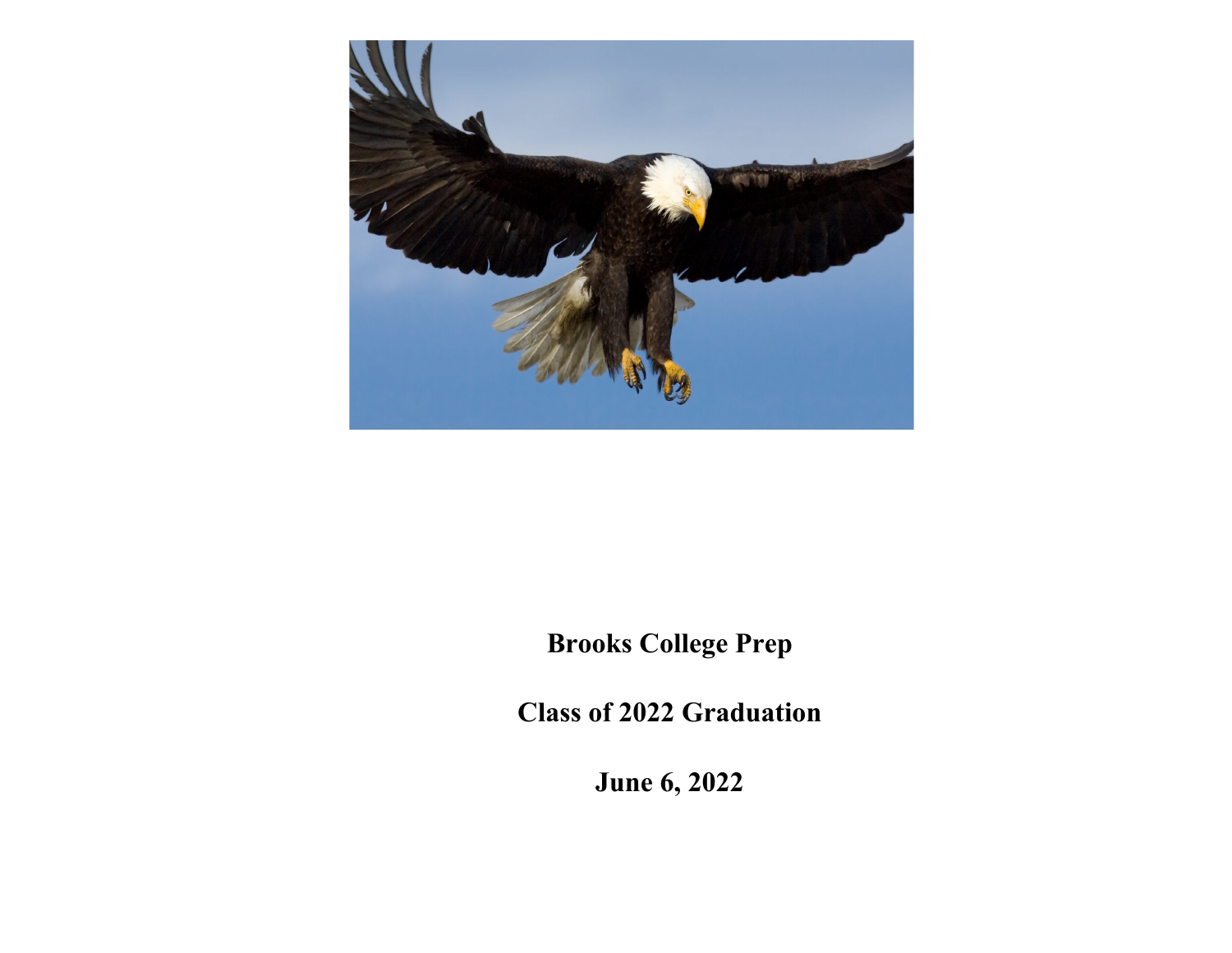**Brooks College Prep**

**Class of 2022 Graduation**

**June 6, 2022**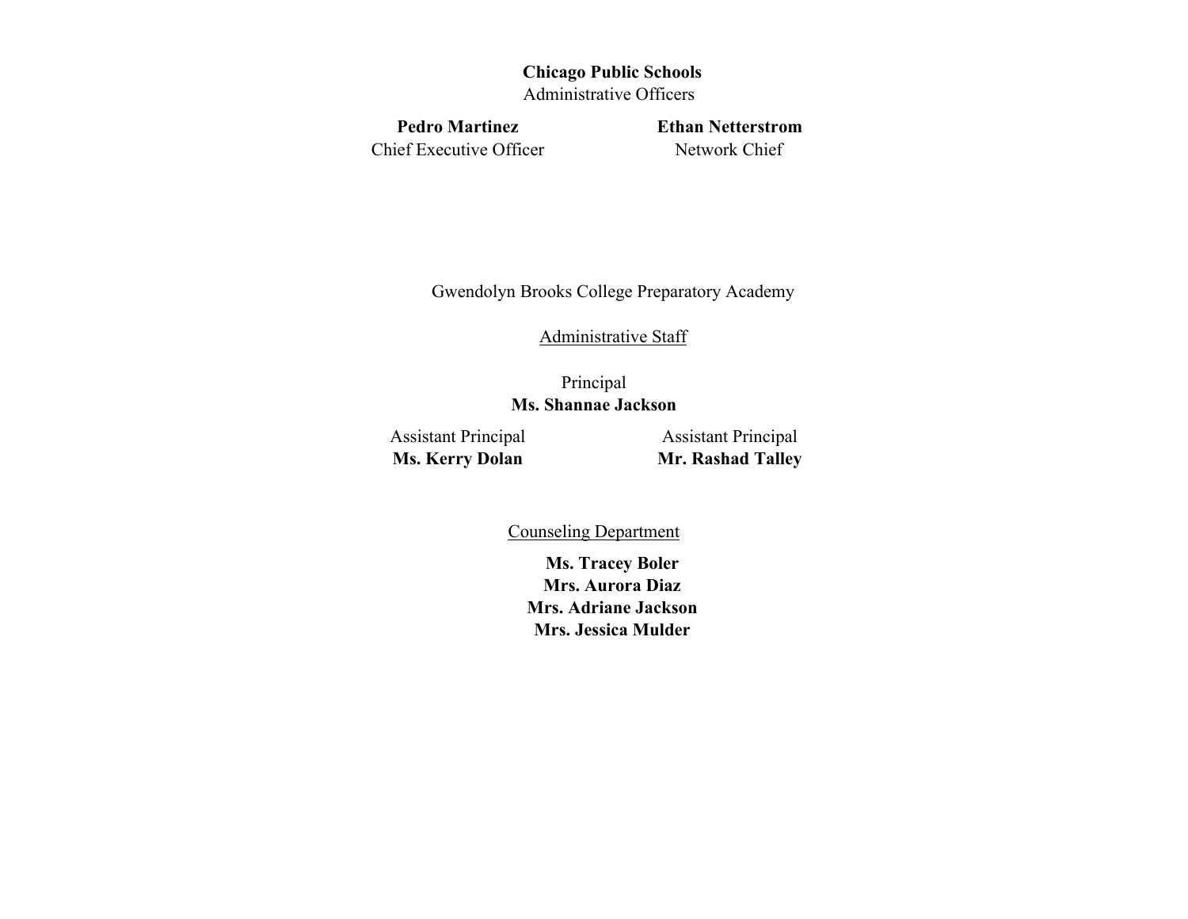**Chicago Public Schools**
Administrative Officers

**Pedro Martinez**
Chief Executive Officer

**Ethan Netterstrom**
Network Chief

Gwendolyn Brooks College Preparatory Academy

Administrative Staff

Principal
**Ms. Shannae Jackson**

Assistant Principal
**Ms. Kerry Dolan**

Assistant Principal
**Mr. Rashad Talley**

Counseling Department

**Ms. Tracey Boler**
**Mrs. Aurora Diaz**
**Mrs. Adriane Jackson**
**Mrs. Jessica Mulder**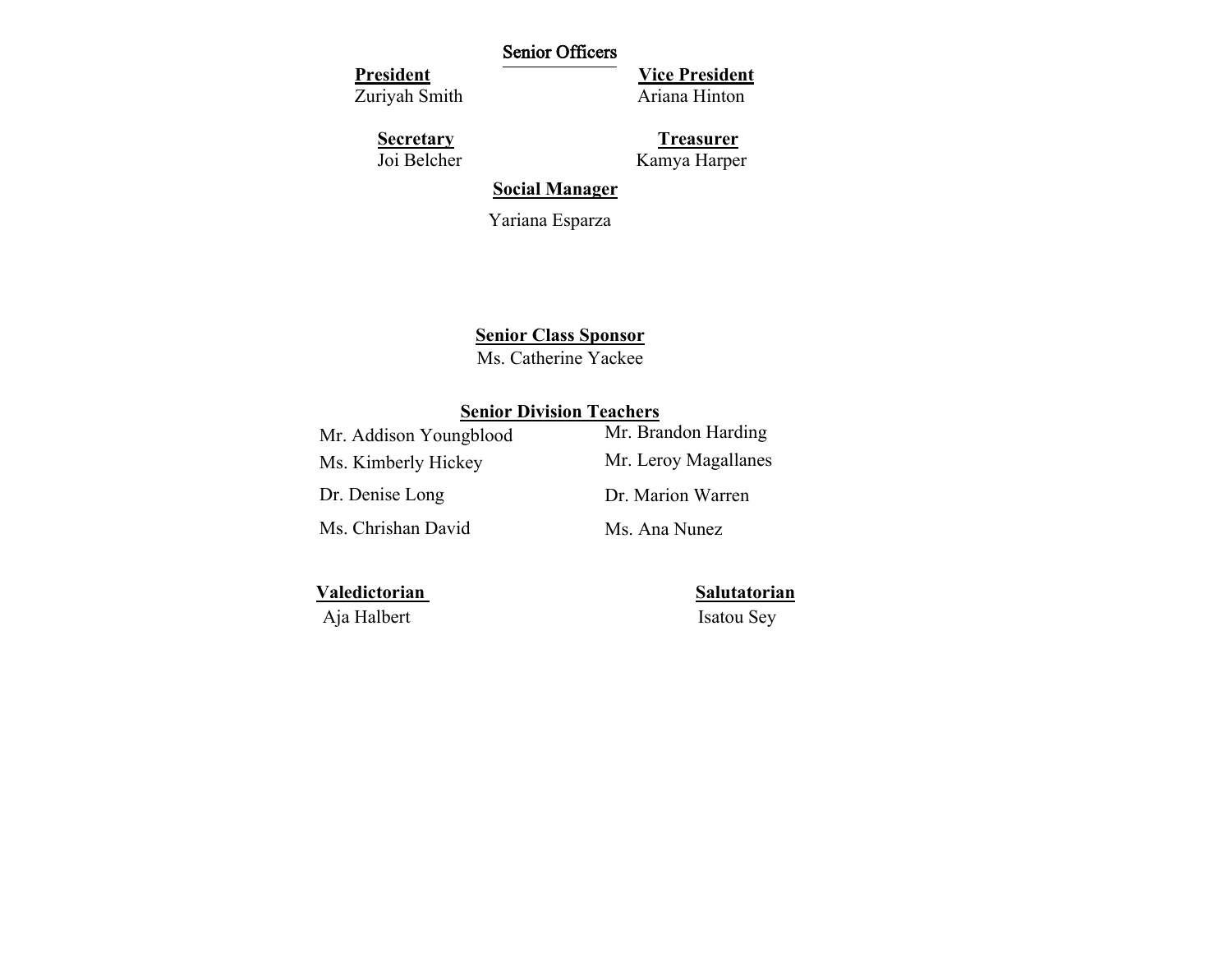## Senior Officers

**President**
Zuriyah Smith

**Vice President**
Ariana Hinton

**Secretary**
Joi Belcher

**Treasurer**
Kamya Harper

**Social Manager**
Yariana Esparza

**Senior Class Sponsor**
Ms. Catherine Yackee

**Senior Division Teachers**

Mr. Addison Youngblood
Ms. Kimberly Hickey
Dr. Denise Long
Ms. Chrishan David
Mr. Brandon Harding
Mr. Leroy Magallanes
Dr. Marion Warren
Ms. Ana Nunez

**Valedictorian**
Aja Halbert

**Salutatorian**
Isatou Sey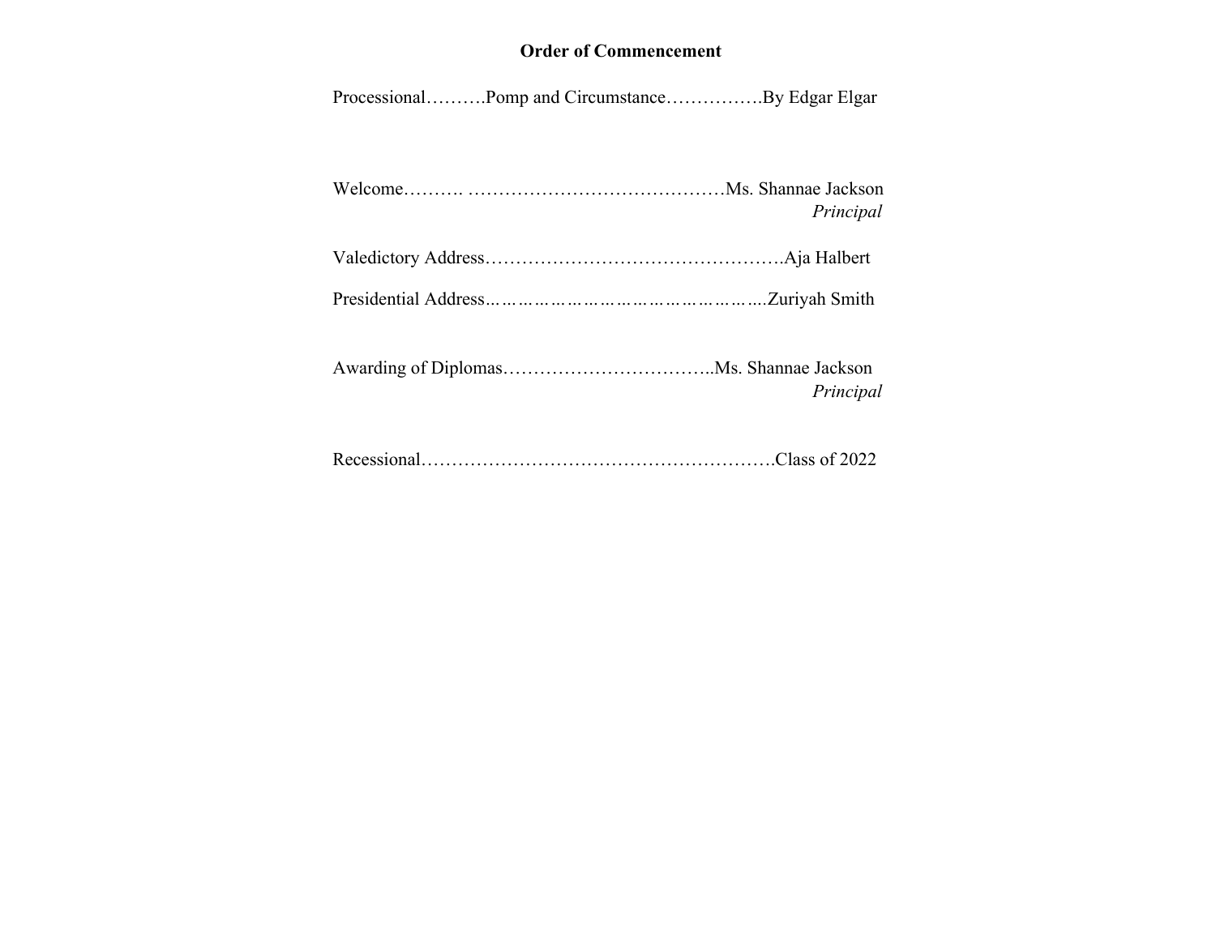**Order of Commencement**

Processional……….Pomp and Circumstance…………….By Edgar Elgar

Welcome………. ……………………………………Ms. Shannae Jackson
*Principal*

Valedictory Address………………………………………….Aja Halbert

Presidential Address...…………………………………….....Zuriyah Smith

Awarding of Diplomas……………………………..Ms. Shannae Jackson
*Principal*

Recessional…………………………………………………Class of 2022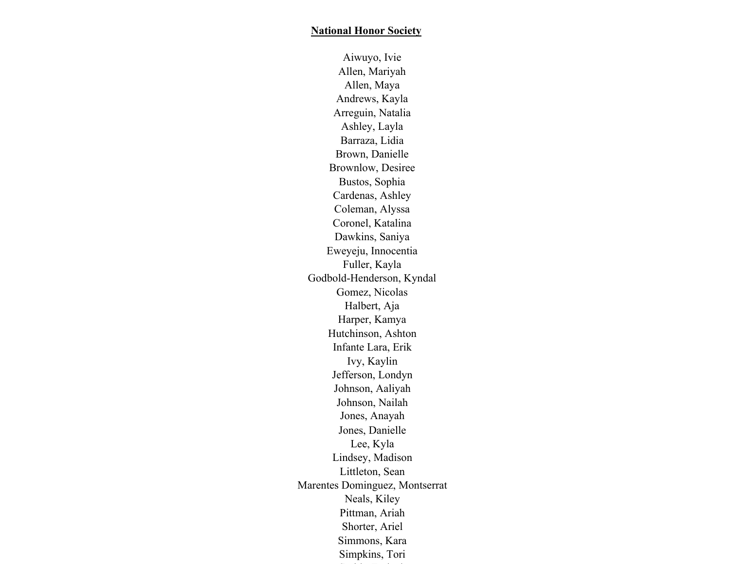**National Honor Society**

Aiwuyo, Ivie
Allen, Mariyah
Allen, Maya
Andrews, Kayla
Arreguin, Natalia
Ashley, Layla
Barraza, Lidia
Brown, Danielle
Brownlow, Desiree
Bustos, Sophia
Cardenas, Ashley
Coleman, Alyssa
Coronel, Katalina
Dawkins, Saniya
Eweyeju, Innocentia
Fuller, Kayla
Godbold-Henderson, Kyndal
Gomez, Nicolas
Halbert, Aja
Harper, Kamya
Hutchinson, Ashton
Infante Lara, Erik
Ivy, Kaylin
Jefferson, Londyn
Johnson, Aaliyah
Johnson, Nailah
Jones, Anayah
Jones, Danielle
Lee, Kyla
Lindsey, Madison
Littleton, Sean
Marentes Dominguez, Montserrat
Neals, Kiley
Pittman, Ariah
Shorter, Ariel
Simmons, Kara
Simpkins, Tori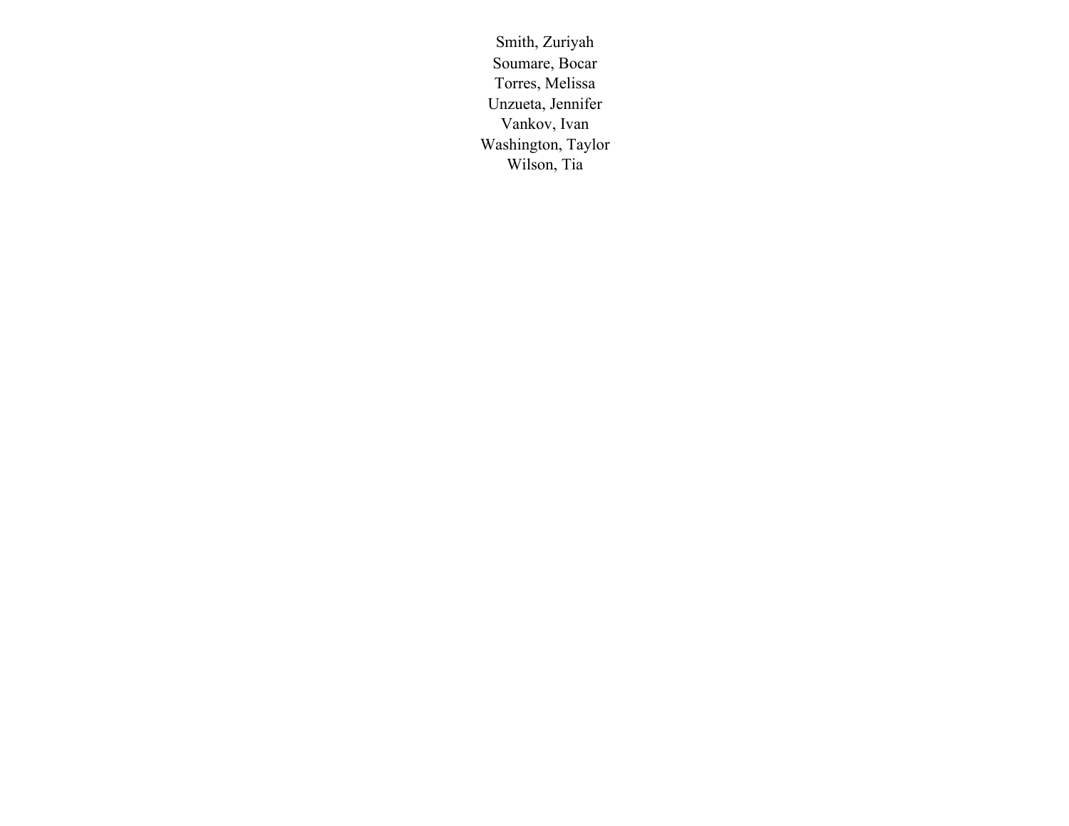Smith, Zuriyah
Soumare, Bocar
Torres, Melissa
Unzueta, Jennifer
Vankov, Ivan
Washington, Taylor
Wilson, Tia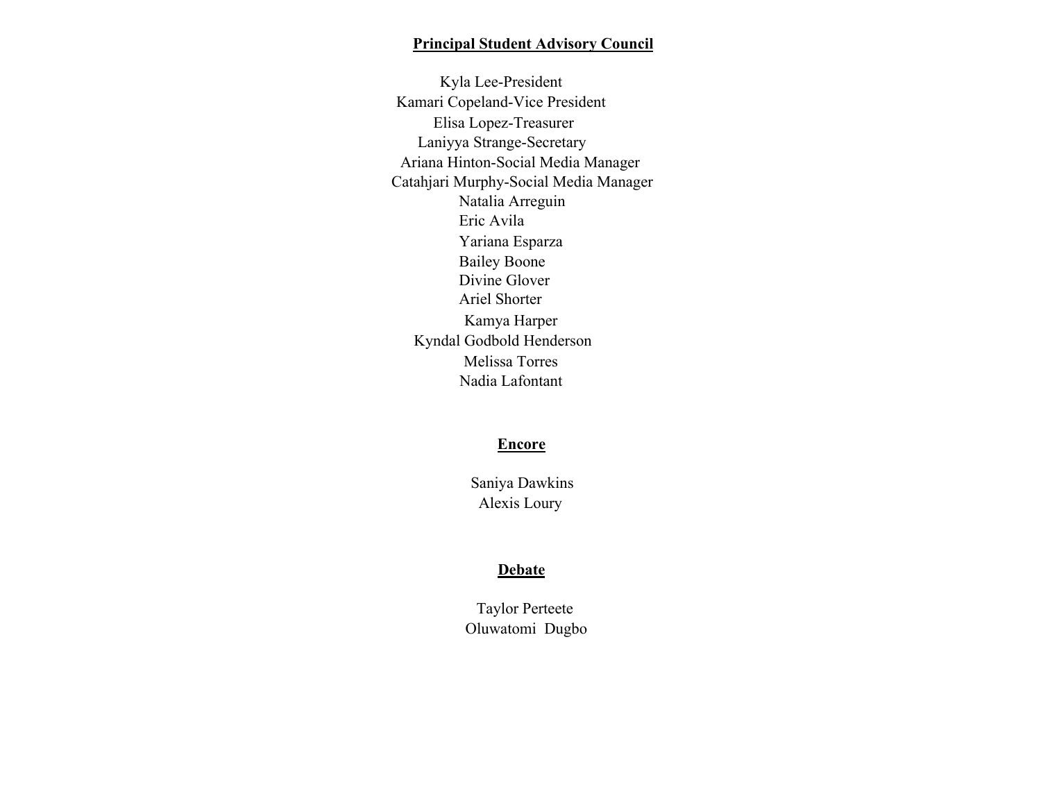## Principal Student Advisory Council

Kyla Lee-President
Kamari Copeland-Vice President
Elisa Lopez-Treasurer
Laniyya Strange-Secretary
Ariana Hinton-Social Media Manager
Catahjari Murphy-Social Media Manager
Natalia Arreguin
Eric Avila
Yariana Esparza
Bailey Boone
Divine Glover
Ariel Shorter
Kamya Harper
Kyndal Godbold Henderson
Melissa Torres
Nadia Lafontant

## Encore

Saniya Dawkins
Alexis Loury

## Debate

Taylor Perteete
Oluwatomi Dugbo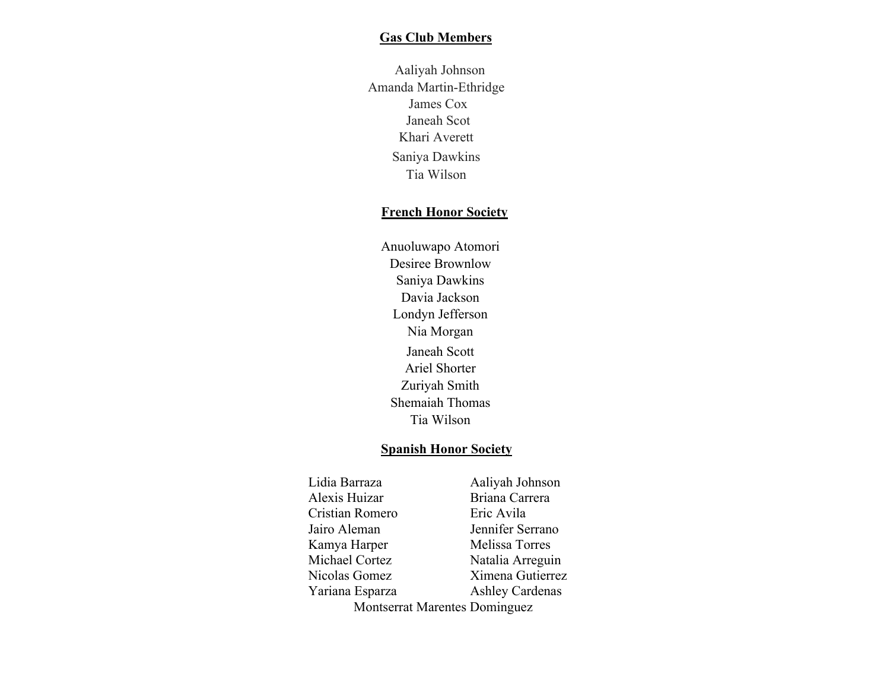**Gas Club Members**

Aaliyah Johnson
Amanda Martin-Ethridge
James Cox
Janeah Scot
Khari Averett
Saniya Dawkins
Tia Wilson

**French Honor Society**

Anuoluwapo Atomori
Desiree Brownlow
Saniya Dawkins
Davia Jackson
Londyn Jefferson
Nia Morgan
Janeah Scott
Ariel Shorter
Zuriyah Smith
Shemaiah Thomas
Tia Wilson

**Spanish Honor Society**

Lidia Barraza
Alexis Huizar
Cristian Romero
Jairo Aleman
Kamya Harper
Michael Cortez
Nicolas Gomez
Yariana Esparza
Aaliyah Johnson
Briana Carrera
Eric Avila
Jennifer Serrano
Melissa Torres
Natalia Arreguin
Ximena Gutierrez
Ashley Cardenas
Montserrat Marentes Dominguez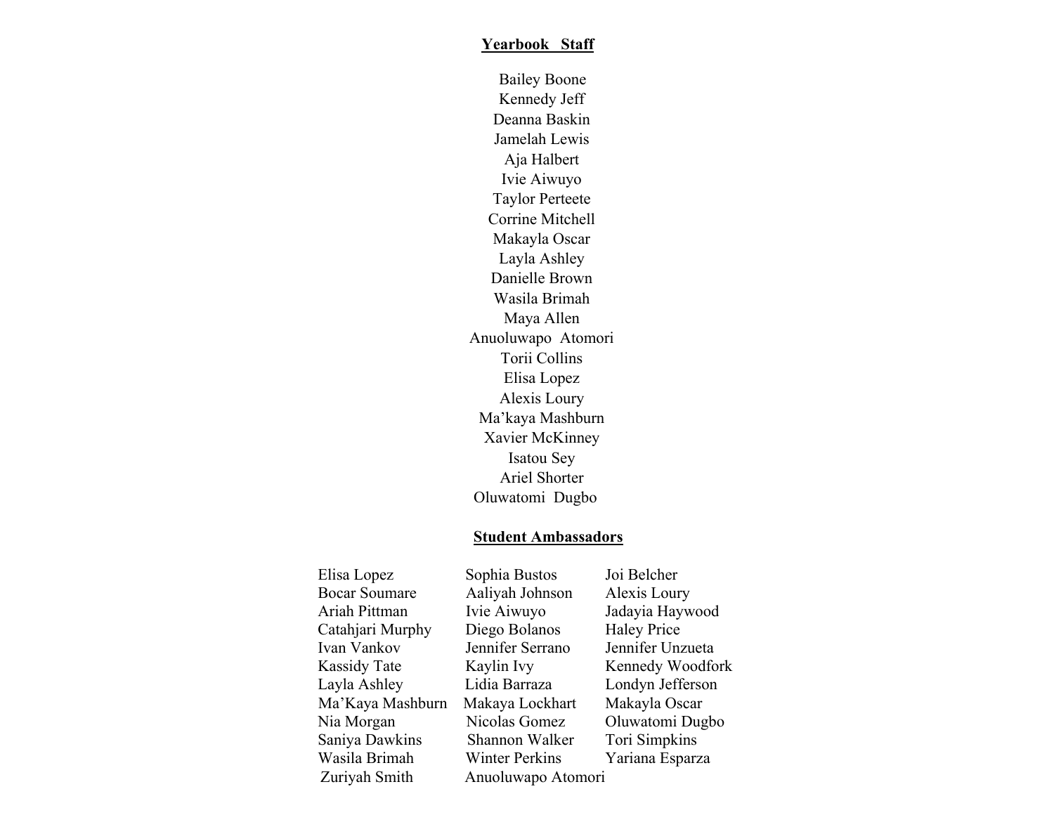## Yearbook Staff

Bailey Boone
Kennedy Jeff
Deanna Baskin
Jamelah Lewis
Aja Halbert
Ivie Aiwuyo
Taylor Perteete
Corrine Mitchell
Makayla Oscar
Layla Ashley
Danielle Brown
Wasila Brimah
Maya Allen
Anuoluwapo Atomori
Torii Collins
Elisa Lopez
Alexis Loury
Ma'kaya Mashburn
Xavier McKinney
Isatou Sey
Ariel Shorter
Oluwatomi Dugbo

## Student Ambassadors

Elisa Lopez
Bocar Soumare
Ariah Pittman
Catahjari Murphy
Ivan Vankov
Kassidy Tate
Layla Ashley
Ma'Kaya Mashburn
Nia Morgan
Saniya Dawkins
Wasila Brimah
Zuriyah Smith

Sophia Bustos
Aaliyah Johnson
Ivie Aiwuyo
Diego Bolanos
Jennifer Serrano
Kaylin Ivy
Lidia Barraza
Makaya Lockhart
Nicolas Gomez
Shannon Walker
Winter Perkins
Anuoluwapo Atomori

Joi Belcher
Alexis Loury
Jadayia Haywood
Haley Price
Jennifer Unzueta
Kennedy Woodfork
Londyn Jefferson
Makayla Oscar
Oluwatomi Dugbo
Tori Simpkins
Yariana Esparza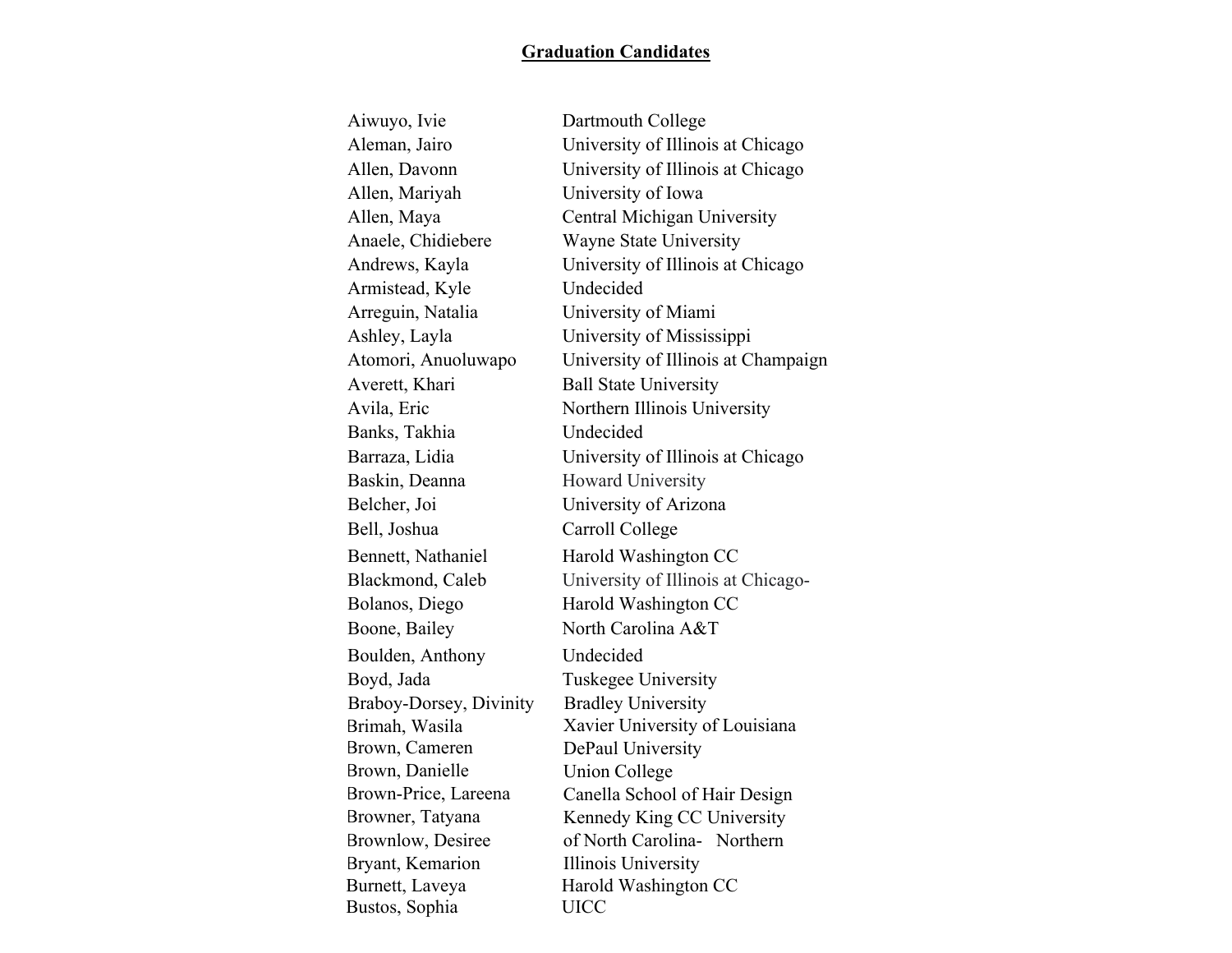## Graduation Candidates

| | |
|---|---|
| Aiwuyo, Ivie | Dartmouth College |
| Aleman, Jairo | University of Illinois at Chicago |
| Allen, Davonn | University of Illinois at Chicago |
| Allen, Mariyah | University of Iowa |
| Allen, Maya | Central Michigan University |
| Anaele, Chidiebere | Wayne State University |
| Andrews, Kayla | University of Illinois at Chicago |
| Armistead, Kyle | Undecided |
| Arreguin, Natalia | University of Miami |
| Ashley, Layla | University of Mississippi |
| Atomori, Anuoluwapo | University of Illinois at Champaign |
| Averett, Khari | Ball State University |
| Avila, Eric | Northern Illinois University |
| Banks, Takhia | Undecided |
| Barraza, Lidia | University of Illinois at Chicago |
| Baskin, Deanna | Howard University |
| Belcher, Joi | University of Arizona |
| Bell, Joshua | Carroll College |
| Bennett, Nathaniel | Harold Washington CC |
| Blackmond, Caleb | University of Illinois at Chicago- |
| Bolanos, Diego | Harold Washington CC |
| Boone, Bailey | North Carolina A&T |
| Boulden, Anthony | Undecided |
| Boyd, Jada | Tuskegee University |
| Braboy-Dorsey, Divinity | Bradley University |
| Brimah, Wasila | Xavier University of Louisiana |
| Brown, Cameren | DePaul University |
| Brown, Danielle | Union College |
| Brown-Price, Lareena | Canella School of Hair Design |
| Browner, Tatyana | Kennedy King CC University |
| Brownlow, Desiree | of North Carolina- Northern |
| Bryant, Kemarion | Illinois University |
| Burnett, Laveya | Harold Washington CC |
| Bustos, Sophia | UICC |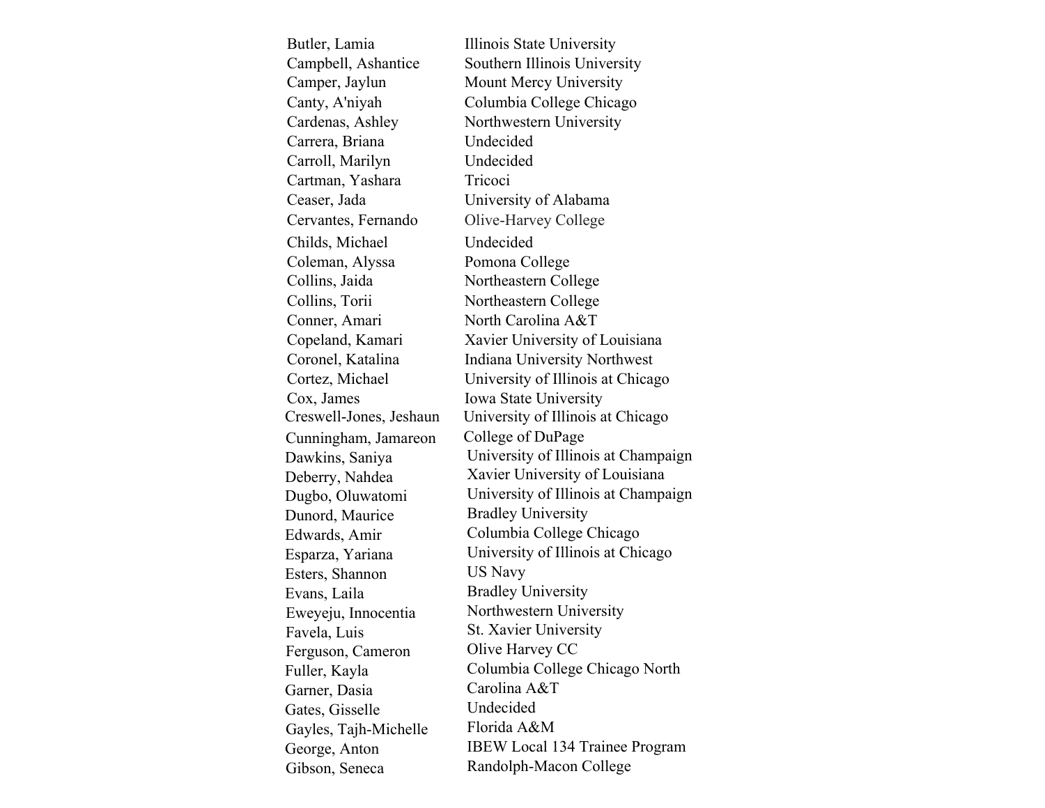| | |
|---|---|
| Butler, Lamia | Illinois State University |
| Campbell, Ashantice | Southern Illinois University |
| Camper, Jaylun | Mount Mercy University |
| Canty, A'niyah | Columbia College Chicago |
| Cardenas, Ashley | Northwestern University |
| Carrera, Briana | Undecided |
| Carroll, Marilyn | Undecided |
| Cartman, Yashara | Tricoci |
| Ceaser, Jada | University of Alabama |
| Cervantes, Fernando | Olive-Harvey College |
| Childs, Michael | Undecided |
| Coleman, Alyssa | Pomona College |
| Collins, Jaida | Northeastern College |
| Collins, Torii | Northeastern College |
| Conner, Amari | North Carolina A&T |
| Copeland, Kamari | Xavier University of Louisiana |
| Coronel, Katalina | Indiana University Northwest |
| Cortez, Michael | University of Illinois at Chicago |
| Cox, James | Iowa State University |
| Creswell-Jones, Jeshaun | University of Illinois at Chicago |
| Cunningham, Jamareon | College of DuPage |
| Dawkins, Saniya | University of Illinois at Champaign |
| Deberry, Nahdea | Xavier University of Louisiana |
| Dugbo, Oluwatomi | University of Illinois at Champaign |
| Dunord, Maurice | Bradley University |
| Edwards, Amir | Columbia College Chicago |
| Esparza, Yariana | University of Illinois at Chicago |
| Esters, Shannon | US Navy |
| Evans, Laila | Bradley University |
| Eweyeju, Innocentia | Northwestern University |
| Favela, Luis | St. Xavier University |
| Ferguson, Cameron | Olive Harvey CC |
| Fuller, Kayla | Columbia College Chicago North |
| Garner, Dasia | Carolina A&T |
| Gates, Gisselle | Undecided |
| Gayles, Tajh-Michelle | Florida A&M |
| George, Anton | IBEW Local 134 Trainee Program |
| Gibson, Seneca | Randolph-Macon College |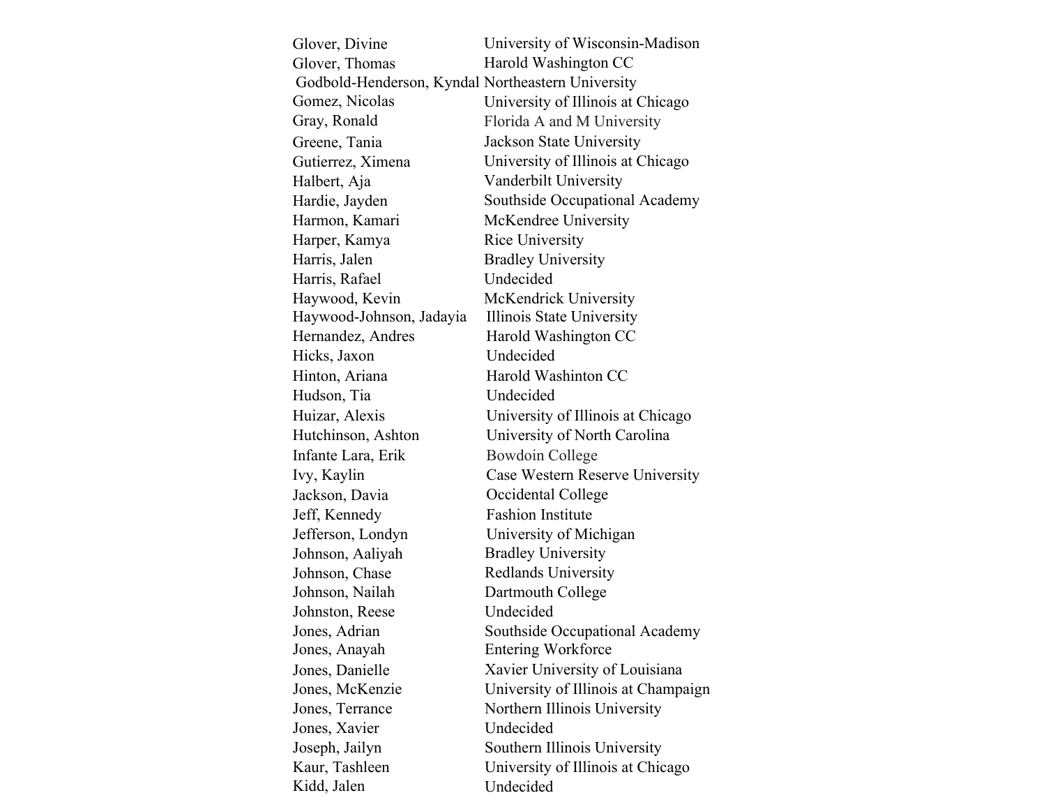| | |
|---|---|
| Glover, Divine | University of Wisconsin-Madison |
| Glover, Thomas | Harold Washington CC |
| Godbold-Henderson, Kyndal | Northeastern University |
| Gomez, Nicolas | University of Illinois at Chicago |
| Gray, Ronald | Florida A and M University |
| Greene, Tania | Jackson State University |
| Gutierrez, Ximena | University of Illinois at Chicago |
| Halbert, Aja | Vanderbilt University |
| Hardie, Jayden | Southside Occupational Academy |
| Harmon, Kamari | McKendree University |
| Harper, Kamya | Rice University |
| Harris, Jalen | Bradley University |
| Harris, Rafael | Undecided |
| Haywood, Kevin | McKendrick University |
| Haywood-Johnson, Jadayia | Illinois State University |
| Hernandez, Andres | Harold Washington CC |
| Hicks, Jaxon | Undecided |
| Hinton, Ariana | Harold Washinton CC |
| Hudson, Tia | Undecided |
| Huizar, Alexis | University of Illinois at Chicago |
| Hutchinson, Ashton | University of North Carolina |
| Infante Lara, Erik | Bowdoin College |
| Ivy, Kaylin | Case Western Reserve University |
| Jackson, Davia | Occidental College |
| Jeff, Kennedy | Fashion Institute |
| Jefferson, Londyn | University of Michigan |
| Johnson, Aaliyah | Bradley University |
| Johnson, Chase | Redlands University |
| Johnson, Nailah | Dartmouth College |
| Johnston, Reese | Undecided |
| Jones, Adrian | Southside Occupational Academy |
| Jones, Anayah | Entering Workforce |
| Jones, Danielle | Xavier University of Louisiana |
| Jones, McKenzie | University of Illinois at Champaign |
| Jones, Terrance | Northern Illinois University |
| Jones, Xavier | Undecided |
| Joseph, Jailyn | Southern Illinois University |
| Kaur, Tashleen | University of Illinois at Chicago |
| Kidd, Jalen | Undecided |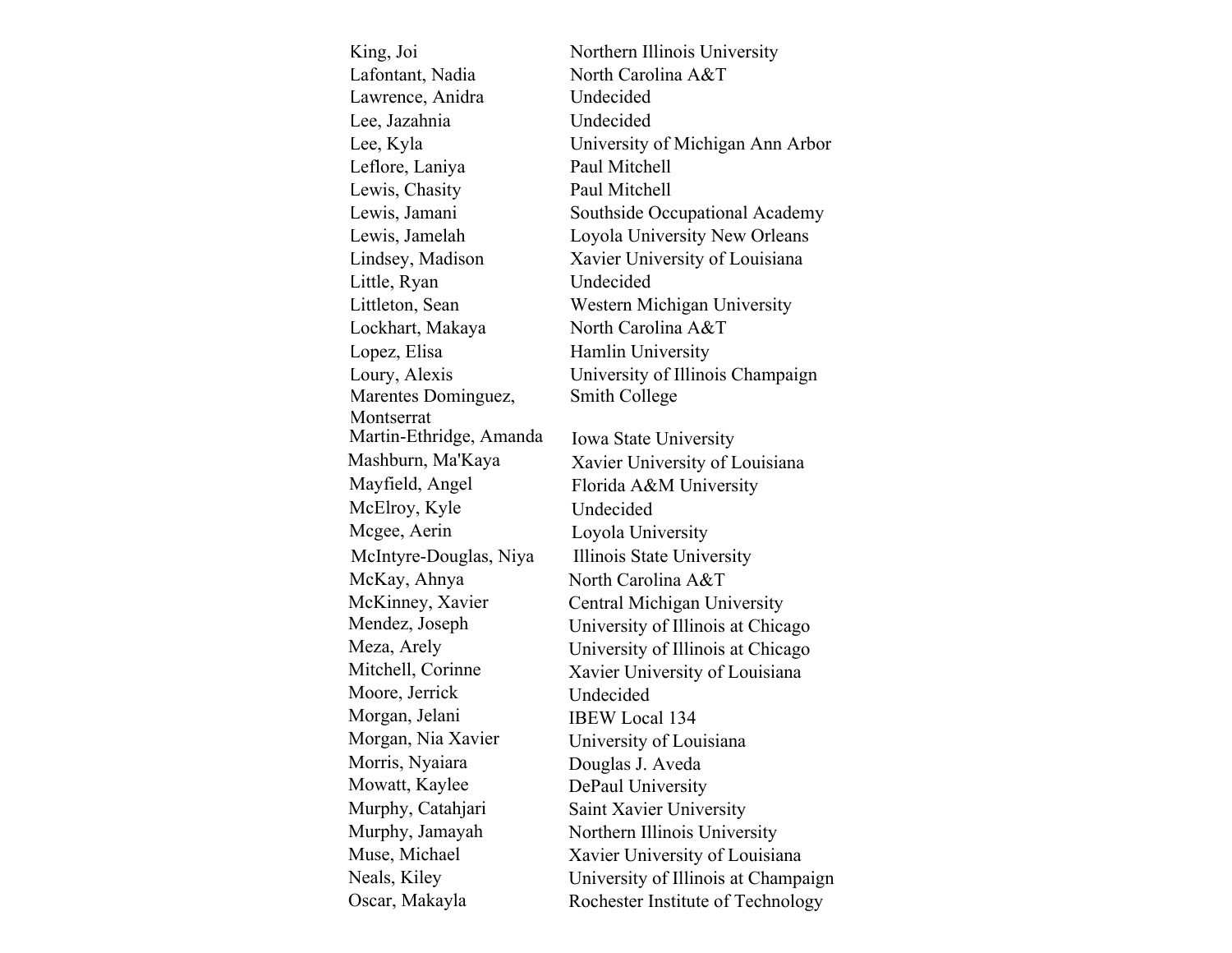| | |
|---|---|
| King, Joi | Northern Illinois University |
| Lafontant, Nadia | North Carolina A&T |
| Lawrence, Anidra | Undecided |
| Lee, Jazahnia | Undecided |
| Lee, Kyla | University of Michigan Ann Arbor |
| Leflore, Laniya | Paul Mitchell |
| Lewis, Chasity | Paul Mitchell |
| Lewis, Jamani | Southside Occupational Academy |
| Lewis, Jamelah | Loyola University New Orleans |
| Lindsey, Madison | Xavier University of Louisiana |
| Little, Ryan | Undecided |
| Littleton, Sean | Western Michigan University |
| Lockhart, Makaya | North Carolina A&T |
| Lopez, Elisa | Hamlin University |
| Loury, Alexis | University of Illinois Champaign |
| Marentes Dominguez, Montserrat | Smith College |
| Martin-Ethridge, Amanda | Iowa State University |
| Mashburn, Ma'Kaya | Xavier University of Louisiana |
| Mayfield, Angel | Florida A&M University |
| McElroy, Kyle | Undecided |
| Mcgee, Aerin | Loyola University |
| McIntyre-Douglas, Niya | Illinois State University |
| McKay, Ahnya | North Carolina A&T |
| McKinney, Xavier | Central Michigan University |
| Mendez, Joseph | University of Illinois at Chicago |
| Meza, Arely | University of Illinois at Chicago |
| Mitchell, Corinne | Xavier University of Louisiana |
| Moore, Jerrick | Undecided |
| Morgan, Jelani | IBEW Local 134 |
| Morgan, Nia Xavier | University of Louisiana |
| Morris, Nyaiara | Douglas J. Aveda |
| Mowatt, Kaylee | DePaul University |
| Murphy, Catahjari | Saint Xavier University |
| Murphy, Jamayah | Northern Illinois University |
| Muse, Michael | Xavier University of Louisiana |
| Neals, Kiley | University of Illinois at Champaign |
| Oscar, Makayla | Rochester Institute of Technology |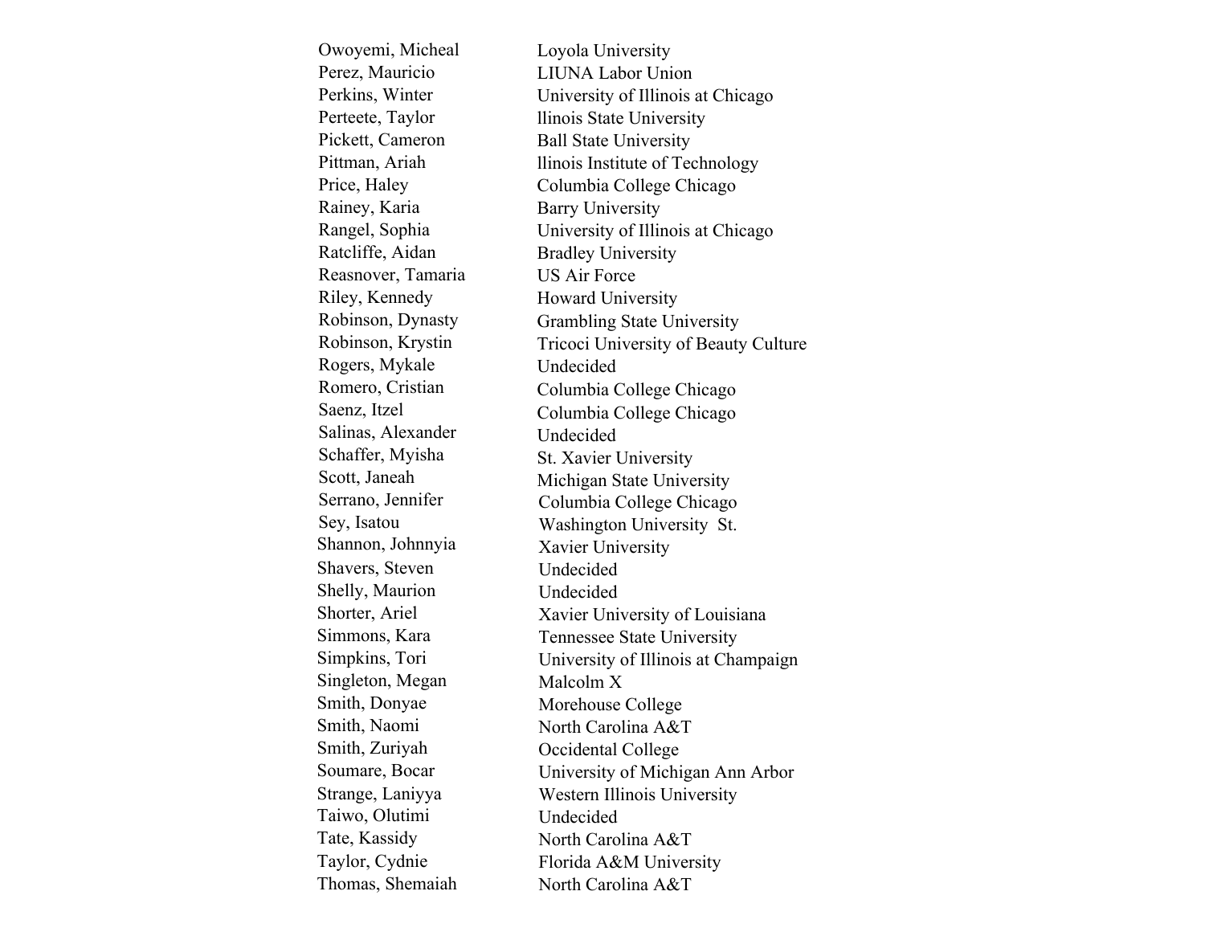| | |
|---|---|
| Owoyemi, Micheal | Loyola University |
| Perez, Mauricio | LIUNA Labor Union |
| Perkins, Winter | University of Illinois at Chicago |
| Perteete, Taylor | llinois State University |
| Pickett, Cameron | Ball State University |
| Pittman, Ariah | llinois Institute of Technology |
| Price, Haley | Columbia College Chicago |
| Rainey, Karia | Barry University |
| Rangel, Sophia | University of Illinois at Chicago |
| Ratcliffe, Aidan | Bradley University |
| Reasnover, Tamaria | US Air Force |
| Riley, Kennedy | Howard University |
| Robinson, Dynasty | Grambling State University |
| Robinson, Krystin | Tricoci University of Beauty Culture |
| Rogers, Mykale | Undecided |
| Romero, Cristian | Columbia College Chicago |
| Saenz, Itzel | Columbia College Chicago |
| Salinas, Alexander | Undecided |
| Schaffer, Myisha | St. Xavier University |
| Scott, Janeah | Michigan State University |
| Serrano, Jennifer | Columbia College Chicago |
| Sey, Isatou | Washington University St. |
| Shannon, Johnnyia | Xavier University |
| Shavers, Steven | Undecided |
| Shelly, Maurion | Undecided |
| Shorter, Ariel | Xavier University of Louisiana |
| Simmons, Kara | Tennessee State University |
| Simpkins, Tori | University of Illinois at Champaign |
| Singleton, Megan | Malcolm X |
| Smith, Donyae | Morehouse College |
| Smith, Naomi | North Carolina A&T |
| Smith, Zuriyah | Occidental College |
| Soumare, Bocar | University of Michigan Ann Arbor |
| Strange, Laniyya | Western Illinois University |
| Taiwo, Olutimi | Undecided |
| Tate, Kassidy | North Carolina A&T |
| Taylor, Cydnie | Florida A&M University |
| Thomas, Shemaiah | North Carolina A&T |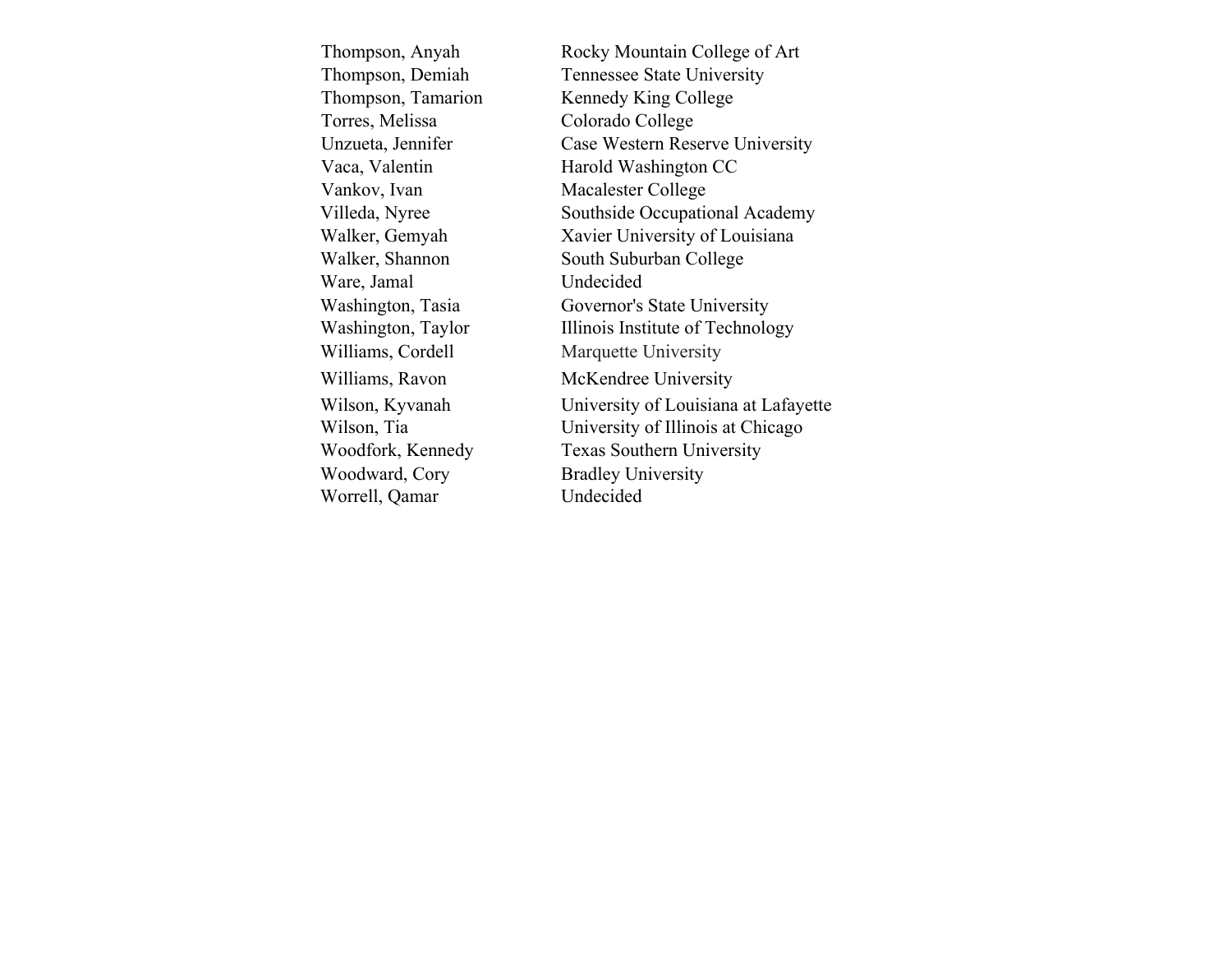| | |
|---|---|
| Thompson, Anyah | Rocky Mountain College of Art |
| Thompson, Demiah | Tennessee State University |
| Thompson, Tamarion | Kennedy King College |
| Torres, Melissa | Colorado College |
| Unzueta, Jennifer | Case Western Reserve University |
| Vaca, Valentin | Harold Washington CC |
| Vankov, Ivan | Macalester College |
| Villeda, Nyree | Southside Occupational Academy |
| Walker, Gemyah | Xavier University of Louisiana |
| Walker, Shannon | South Suburban College |
| Ware, Jamal | Undecided |
| Washington, Tasia | Governor's State University |
| Washington, Taylor | Illinois Institute of Technology |
| Williams, Cordell | Marquette University |
| Williams, Ravon | McKendree University |
| Wilson, Kyvanah | University of Louisiana at Lafayette |
| Wilson, Tia | University of Illinois at Chicago |
| Woodfork, Kennedy | Texas Southern University |
| Woodward, Cory | Bradley University |
| Worrell, Qamar | Undecided |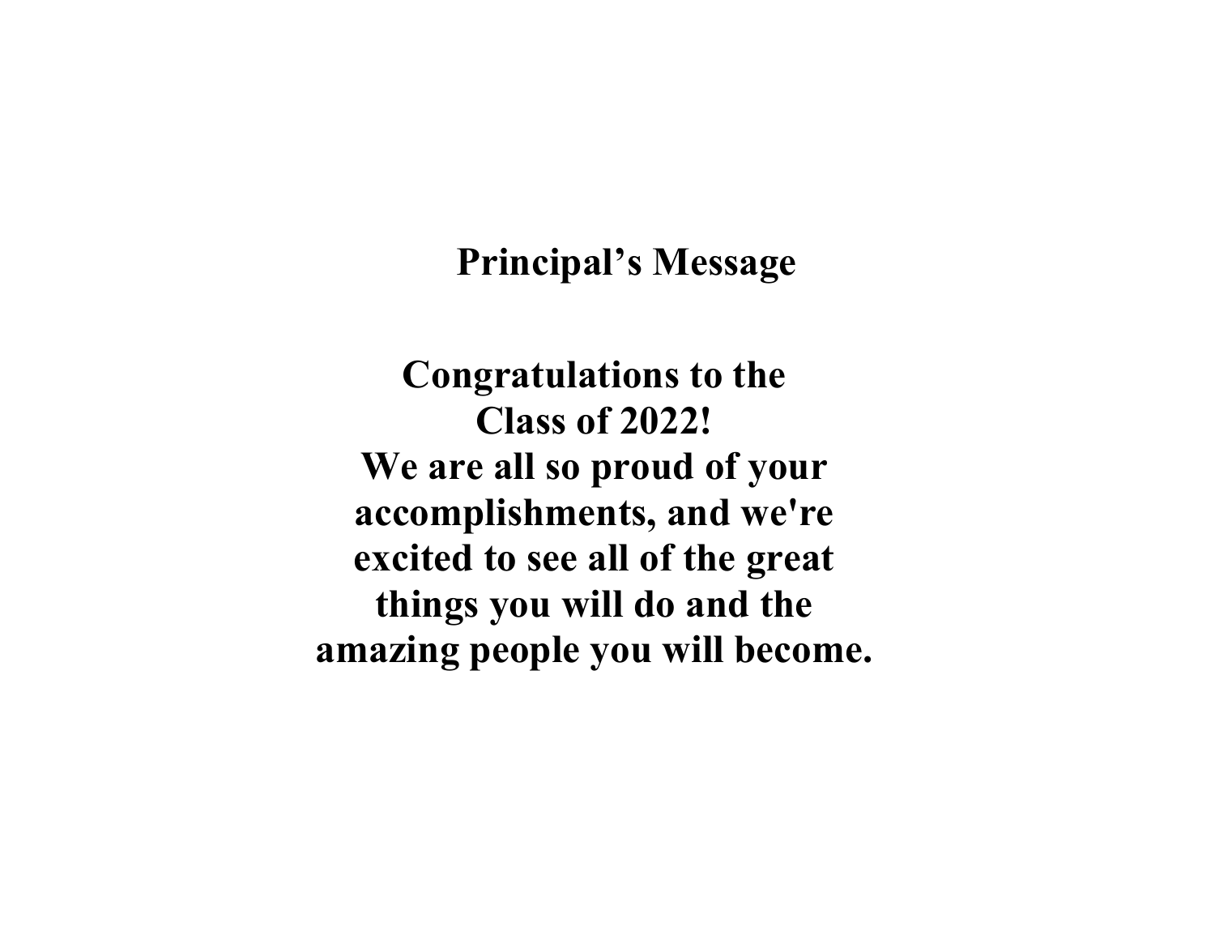# Principal's Message

**Congratulations to the Class of 2022! We are all so proud of your accomplishments, and we're excited to see all of the great things you will do and the amazing people you will become.**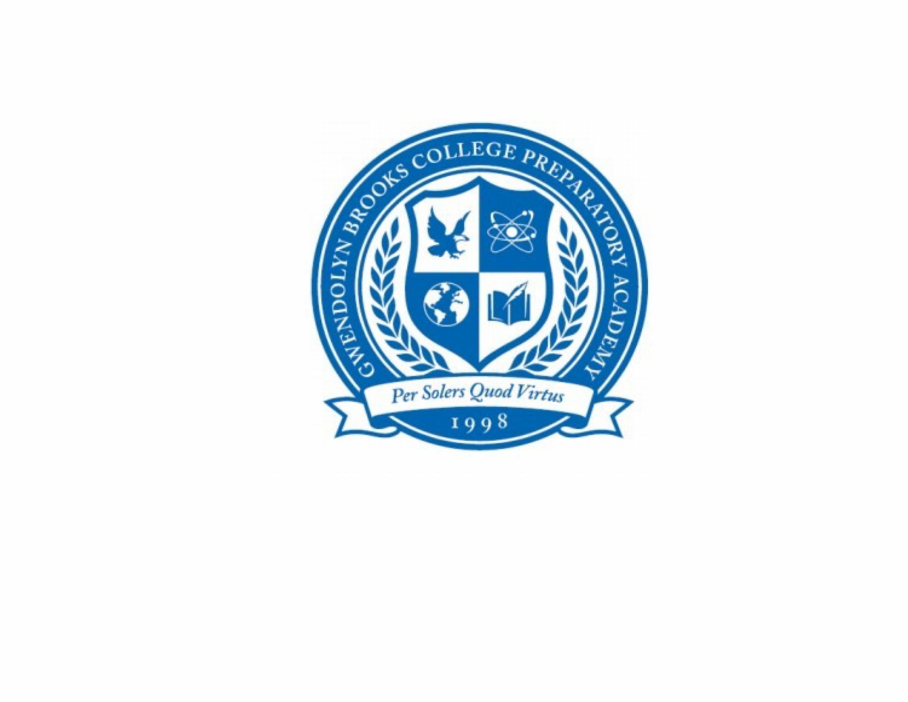GWENDOLYN BROOKS COLLEGE PREPARATORY ACADEMY

*Per Solers Quod Virtus*

1998